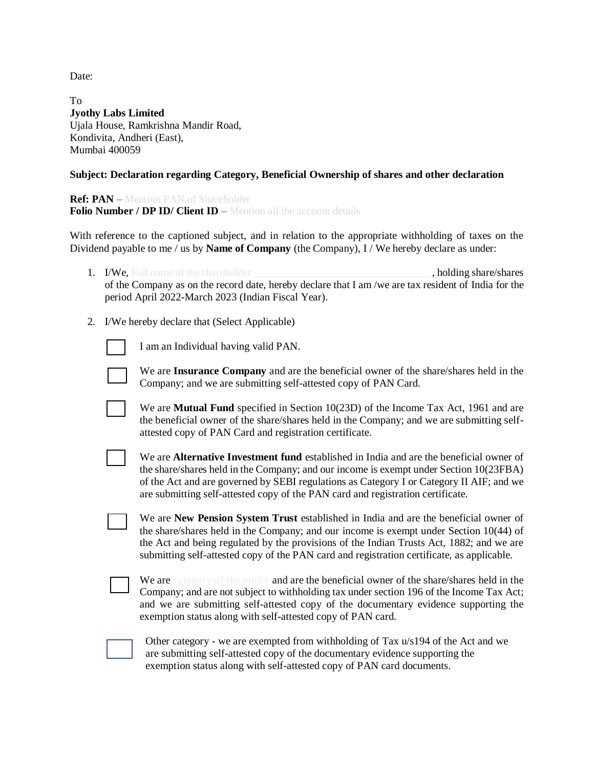Date:

To
**Jyothy Labs Limited**
Ujala House, Ramkrishna Mandir Road,
Kondivita, Andheri (East),
Mumbai 400059

**Subject: Declaration regarding Category, Beneficial Ownership of shares and other declaration**

**Ref: PAN** – Mention PAN of Shareholder
**Folio Number / DP ID/ Client ID** – Mention all the account details

With reference to the captioned subject, and in relation to the appropriate withholding of taxes on the Dividend payable to me / us by **Name of Company** (the Company), I / We hereby declare as under:

1. I/We, Full name of the shareholder ________________________________, holding share/shares of the Company as on the record date, hereby declare that I am /we are tax resident of India for the period April 2022-March 2023 (Indian Fiscal Year).

2. I/We hereby declare that (Select Applicable)

   - [ ] I am an Individual having valid PAN.

   - [ ] We are **Insurance Company** and are the beneficial owner of the share/shares held in the Company; and we are submitting self-attested copy of PAN Card.

   - [ ] We are **Mutual Fund** specified in Section 10(23D) of the Income Tax Act, 1961 and are the beneficial owner of the share/shares held in the Company; and we are submitting self-attested copy of PAN Card and registration certificate.

   - [ ] We are **Alternative Investment fund** established in India and are the beneficial owner of the share/shares held in the Company; and our income is exempt under Section 10(23FBA) of the Act and are governed by SEBI regulations as Category I or Category II AIF; and we are submitting self-attested copy of the PAN card and registration certificate.

   - [ ] We are **New Pension System Trust** established in India and are the beneficial owner of the share/shares held in the Company; and our income is exempt under Section 10(44) of the Act and being regulated by the provisions of the Indian Trusts Act, 1882; and we are submitting self-attested copy of the PAN card and registration certificate, as applicable.

   - [ ] We are category of the entity and are the beneficial owner of the share/shares held in the Company; and are not subject to withholding tax under section 196 of the Income Tax Act; and we are submitting self-attested copy of the documentary evidence supporting the exemption status along with self-attested copy of PAN card.

   - [ ] Other category - we are exempted from withholding of Tax u/s194 of the Act and we are submitting self-attested copy of the documentary evidence supporting the exemption status along with self-attested copy of PAN card documents.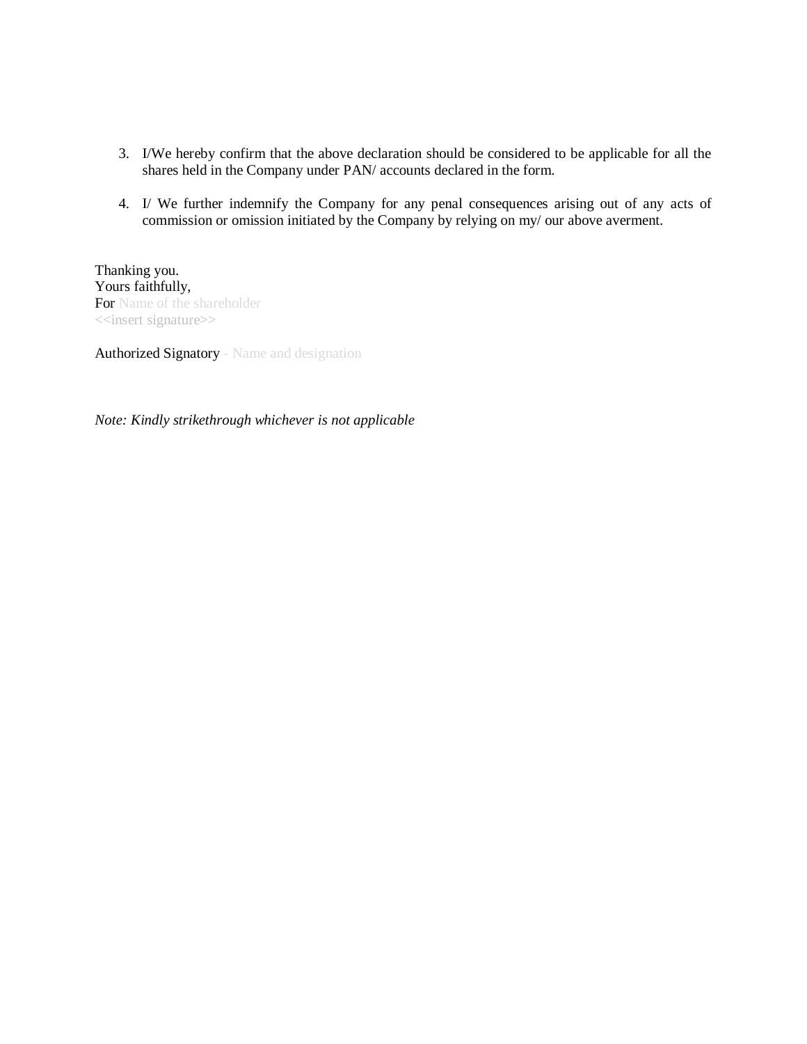3. I/We hereby confirm that the above declaration should be considered to be applicable for all the shares held in the Company under PAN/ accounts declared in the form.

4. I/ We further indemnify the Company for any penal consequences arising out of any acts of commission or omission initiated by the Company by relying on my/ our above averment.

Thanking you.
Yours faithfully,
For Name of the shareholder
<<insert signature>>

Authorized Signatory - Name and designation

*Note: Kindly strikethrough whichever is not applicable*